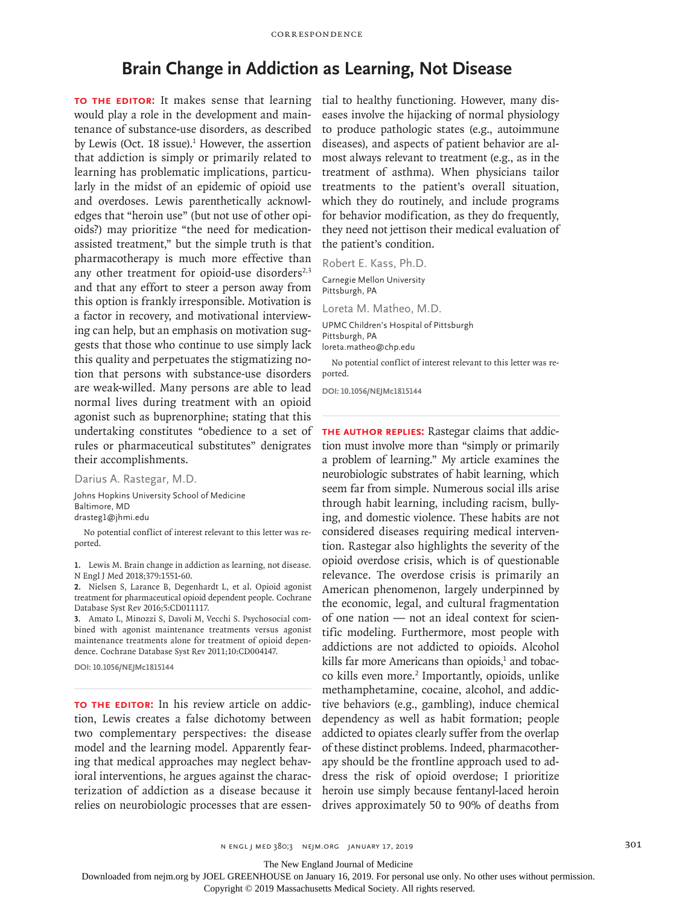CORRESPONDENCE

# Brain Change in Addiction as Learning, Not Disease

**TO THE EDITOR:** It makes sense that learning would play a role in the development and maintenance of substance-use disorders, as described by Lewis (Oct. 18 issue).[1] However, the assertion that addiction is simply or primarily related to learning has problematic implications, particularly in the midst of an epidemic of opioid use and overdoses. Lewis parenthetically acknowledges that "heroin use" (but not use of other opioids?) may prioritize "the need for medication-assisted treatment," but the simple truth is that pharmacotherapy is much more effective than any other treatment for opioid-use disorders[2,3] and that any effort to steer a person away from this option is frankly irresponsible. Motivation is a factor in recovery, and motivational interviewing can help, but an emphasis on motivation suggests that those who continue to use simply lack this quality and perpetuates the stigmatizing notion that persons with substance-use disorders are weak-willed. Many persons are able to lead normal lives during treatment with an opioid agonist such as buprenorphine; stating that this undertaking constitutes "obedience to a set of rules or pharmaceutical substitutes" denigrates their accomplishments.

Darius A. Rastegar, M.D.

Johns Hopkins University School of Medicine
Baltimore, MD
drasteg1@jhmi.edu

No potential conflict of interest relevant to this letter was reported.

1. Lewis M. Brain change in addiction as learning, not disease. N Engl J Med 2018;379:1551-60.
2. Nielsen S, Larance B, Degenhardt L, et al. Opioid agonist treatment for pharmaceutical opioid dependent people. Cochrane Database Syst Rev 2016;5:CD011117.
3. Amato L, Minozzi S, Davoli M, Vecchi S. Psychosocial combined with agonist maintenance treatments versus agonist maintenance treatments alone for treatment of opioid dependence. Cochrane Database Syst Rev 2011;10:CD004147.

**DOI: 10.1056/NEJMc1815144**

**TO THE EDITOR:** In his review article on addiction, Lewis creates a false dichotomy between two complementary perspectives: the disease model and the learning model. Apparently fearing that medical approaches may neglect behavioral interventions, he argues against the characterization of addiction as a disease because it relies on neurobiologic processes that are essential to healthy functioning. However, many diseases involve the hijacking of normal physiology to produce pathologic states (e.g., autoimmune diseases), and aspects of patient behavior are almost always relevant to treatment (e.g., as in the treatment of asthma). When physicians tailor treatments to the patient's overall situation, which they do routinely, and include programs for behavior modification, as they do frequently, they need not jettison their medical evaluation of the patient's condition.

Robert E. Kass, Ph.D.

Carnegie Mellon University
Pittsburgh, PA

Loreta M. Matheo, M.D.

UPMC Children's Hospital of Pittsburgh
Pittsburgh, PA
loreta.matheo@chp.edu

No potential conflict of interest relevant to this letter was reported.

**DOI: 10.1056/NEJMc1815144**

**THE AUTHOR REPLIES:** Rastegar claims that addiction must involve more than "simply or primarily a problem of learning." My article examines the neurobiologic substrates of habit learning, which seem far from simple. Numerous social ills arise through habit learning, including racism, bullying, and domestic violence. These habits are not considered diseases requiring medical intervention. Rastegar also highlights the severity of the opioid overdose crisis, which is of questionable relevance. The overdose crisis is primarily an American phenomenon, largely underpinned by the economic, legal, and cultural fragmentation of one nation — not an ideal context for scientific modeling. Furthermore, most people with addictions are not addicted to opioids. Alcohol kills far more Americans than opioids,[1] and tobacco kills even more.[2] Importantly, opioids, unlike methamphetamine, cocaine, alcohol, and addictive behaviors (e.g., gambling), induce chemical dependency as well as habit formation; people addicted to opiates clearly suffer from the overlap of these distinct problems. Indeed, pharmacotherapy should be the frontline approach used to address the risk of opioid overdose; I prioritize heroin use simply because fentanyl-laced heroin drives approximately 50 to 90% of deaths from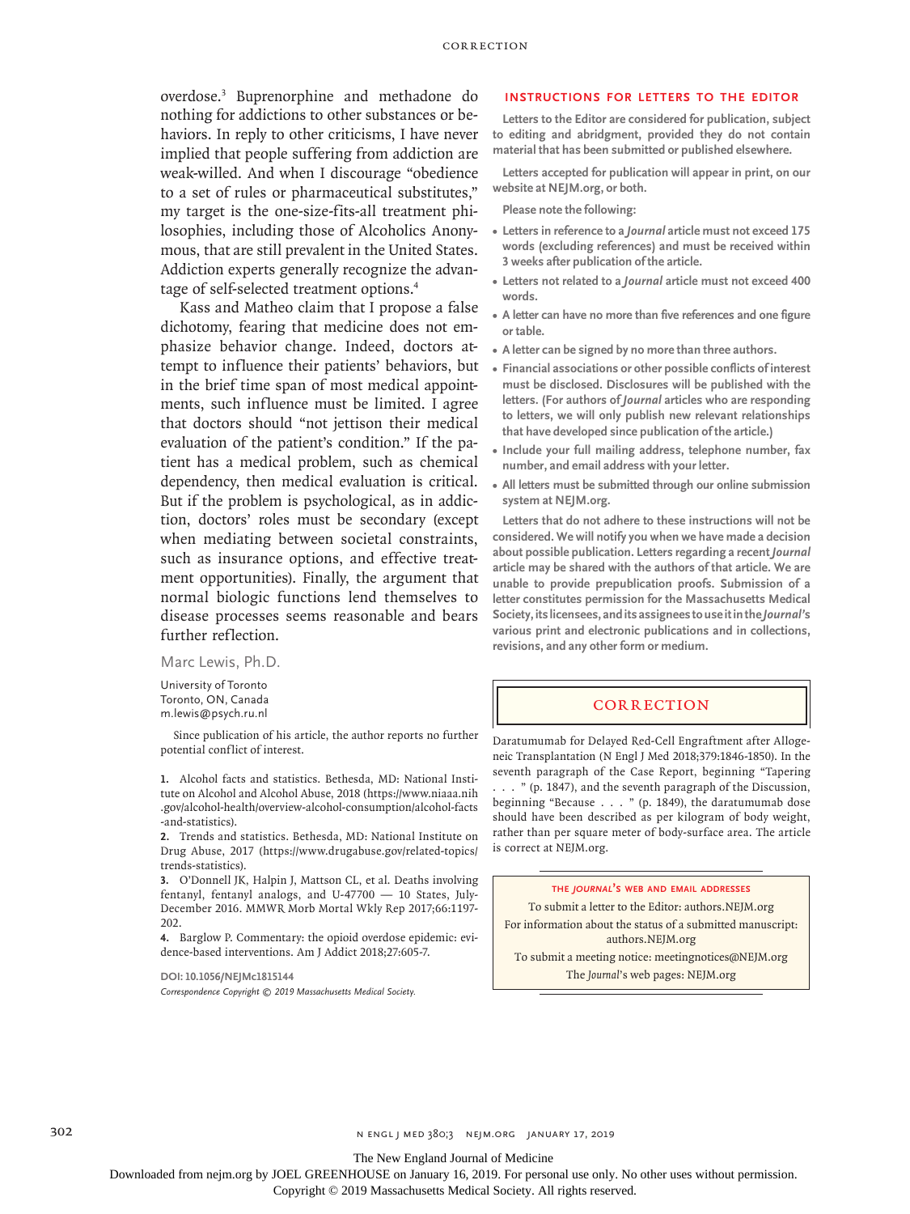overdose.[3] Buprenorphine and methadone do nothing for addictions to other substances or behaviors. In reply to other criticisms, I have never implied that people suffering from addiction are weak-willed. And when I discourage "obedience to a set of rules or pharmaceutical substitutes," my target is the one-size-fits-all treatment philosophies, including those of Alcoholics Anonymous, that are still prevalent in the United States. Addiction experts generally recognize the advantage of self-selected treatment options.[4]

Kass and Matheo claim that I propose a false dichotomy, fearing that medicine does not emphasize behavior change. Indeed, doctors attempt to influence their patients' behaviors, but in the brief time span of most medical appointments, such influence must be limited. I agree that doctors should "not jettison their medical evaluation of the patient's condition." If the patient has a medical problem, such as chemical dependency, then medical evaluation is critical. But if the problem is psychological, as in addiction, doctors' roles must be secondary (except when mediating between societal constraints, such as insurance options, and effective treatment opportunities). Finally, the argument that normal biologic functions lend themselves to disease processes seems reasonable and bears further reflection.

Marc Lewis, Ph.D.

University of Toronto
Toronto, ON, Canada
m.lewis@psych.ru.nl

Since publication of his article, the author reports no further potential conflict of interest.

1. Alcohol facts and statistics. Bethesda, MD: National Institute on Alcohol and Alcohol Abuse, 2018 (https://www.niaaa.nih.gov/alcohol-health/overview-alcohol-consumption/alcohol-facts-and-statistics).
2. Trends and statistics. Bethesda, MD: National Institute on Drug Abuse, 2017 (https://www.drugabuse.gov/related-topics/trends-statistics).
3. O'Donnell JK, Halpin J, Mattson CL, et al. Deaths involving fentanyl, fentanyl analogs, and U-47700 — 10 States, July-December 2016. MMWR Morb Mortal Wkly Rep 2017;66:1197-202.
4. Barglow P. Commentary: the opioid overdose epidemic: evidence-based interventions. Am J Addict 2018;27:605-7.

DOI: 10.1056/NEJMc1815144

*Correspondence Copyright © 2019 Massachusetts Medical Society.*

## Instructions for Letters to the Editor

**Letters to the Editor are considered for publication, subject to editing and abridgment, provided they do not contain material that has been submitted or published elsewhere.**

**Letters accepted for publication will appear in print, on our website at NEJM.org, or both.**

**Please note the following:**

- **Letters in reference to a *Journal* article must not exceed 175 words (excluding references) and must be received within 3 weeks after publication of the article.**
- **Letters not related to a *Journal* article must not exceed 400 words.**
- **A letter can have no more than five references and one figure or table.**
- **A letter can be signed by no more than three authors.**
- **Financial associations or other possible conflicts of interest must be disclosed. Disclosures will be published with the letters. (For authors of *Journal* articles who are responding to letters, we will only publish new relevant relationships that have developed since publication of the article.)**
- **Include your full mailing address, telephone number, fax number, and email address with your letter.**
- **All letters must be submitted through our online submission system at NEJM.org.**

**Letters that do not adhere to these instructions will not be considered. We will notify you when we have made a decision about possible publication. Letters regarding a recent *Journal* article may be shared with the authors of that article. We are unable to provide prepublication proofs. Submission of a letter constitutes permission for the Massachusetts Medical Society, its licensees, and its assignees to use it in the *Journal*'s various print and electronic publications and in collections, revisions, and any other form or medium.**

## Correction

Daratumumab for Delayed Red-Cell Engraftment after Allogeneic Transplantation (N Engl J Med 2018;379:1846-1850). In the seventh paragraph of the Case Report, beginning "Tapering . . . " (p. 1847), and the seventh paragraph of the Discussion, beginning "Because . . . " (p. 1849), the daratumumab dose should have been described as per kilogram of body weight, rather than per square meter of body-surface area. The article is correct at NEJM.org.

### The *Journal*'s Web and Email Addresses

To submit a letter to the Editor: authors.NEJM.org
For information about the status of a submitted manuscript: authors.NEJM.org
To submit a meeting notice: meetingnotices@NEJM.org
The *Journal*'s web pages: NEJM.org